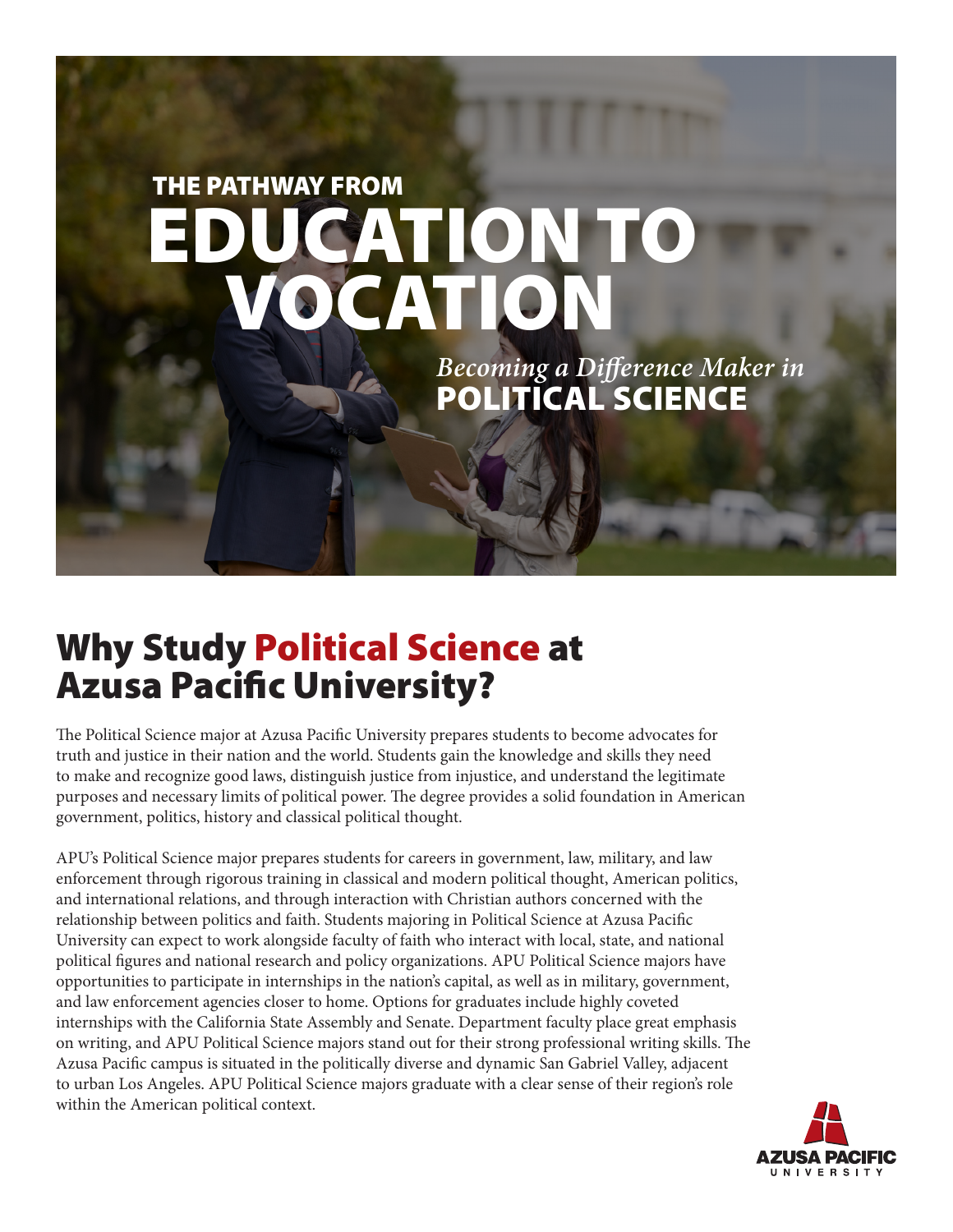# THE PATHWAY FROM EDUCATION TO VOCATION

*Becoming a Difference Maker in*
**POLITICAL SCIENCE**

## Why Study Political Science at Azusa Pacific University?

The Political Science major at Azusa Pacific University prepares students to become advocates for truth and justice in their nation and the world. Students gain the knowledge and skills they need to make and recognize good laws, distinguish justice from injustice, and understand the legitimate purposes and necessary limits of political power. The degree provides a solid foundation in American government, politics, history and classical political thought.

APU's Political Science major prepares students for careers in government, law, military, and law enforcement through rigorous training in classical and modern political thought, American politics, and international relations, and through interaction with Christian authors concerned with the relationship between politics and faith. Students majoring in Political Science at Azusa Pacific University can expect to work alongside faculty of faith who interact with local, state, and national political figures and national research and policy organizations. APU Political Science majors have opportunities to participate in internships in the nation's capital, as well as in military, government, and law enforcement agencies closer to home. Options for graduates include highly coveted internships with the California State Assembly and Senate. Department faculty place great emphasis on writing, and APU Political Science majors stand out for their strong professional writing skills. The Azusa Pacific campus is situated in the politically diverse and dynamic San Gabriel Valley, adjacent to urban Los Angeles. APU Political Science majors graduate with a clear sense of their region's role within the American political context.

AZUSA PACIFIC UNIVERSITY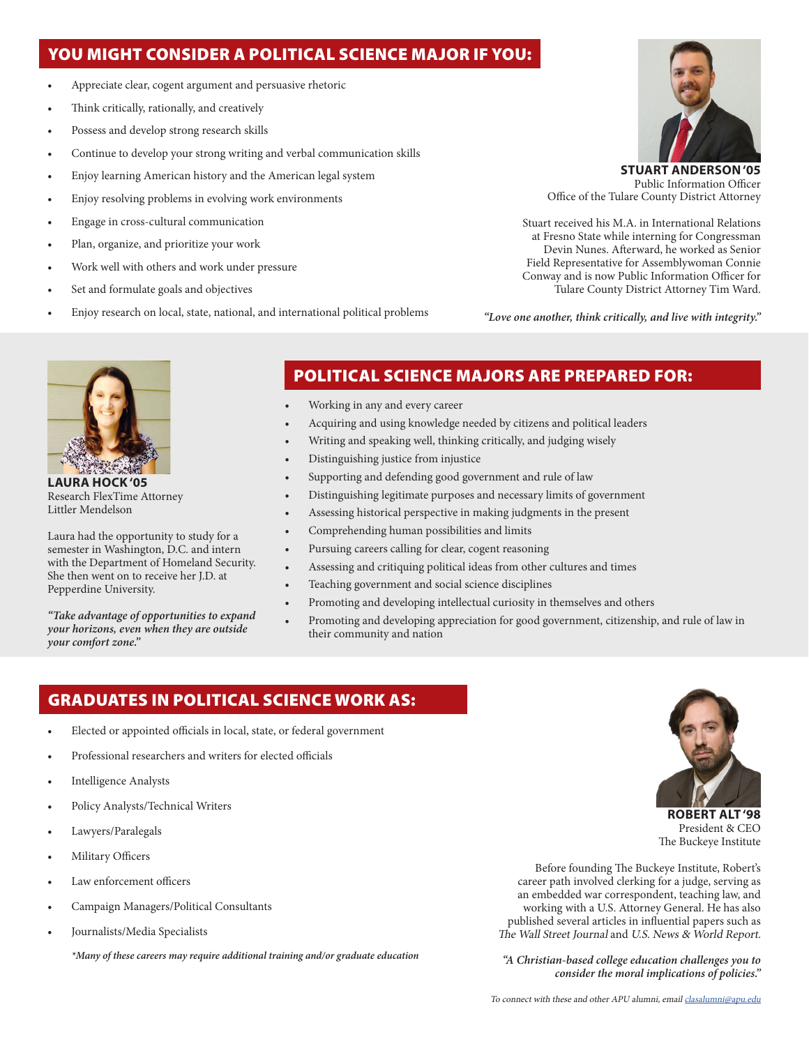## YOU MIGHT CONSIDER A POLITICAL SCIENCE MAJOR IF YOU:

- Appreciate clear, cogent argument and persuasive rhetoric
- Think critically, rationally, and creatively
- Possess and develop strong research skills
- Continue to develop your strong writing and verbal communication skills
- Enjoy learning American history and the American legal system
- Enjoy resolving problems in evolving work environments
- Engage in cross-cultural communication
- Plan, organize, and prioritize your work
- Work well with others and work under pressure
- Set and formulate goals and objectives
- Enjoy research on local, state, national, and international political problems

**STUART ANDERSON '05**
Public Information Officer
Office of the Tulare County District Attorney

Stuart received his M.A. in International Relations at Fresno State while interning for Congressman Devin Nunes. Afterward, he worked as Senior Field Representative for Assemblywoman Connie Conway and is now Public Information Officer for Tulare County District Attorney Tim Ward.

*"Love one another, think critically, and live with integrity."*

**LAURA HOCK '05**
Research FlexTime Attorney
Littler Mendelson

Laura had the opportunity to study for a semester in Washington, D.C. and intern with the Department of Homeland Security. She then went on to receive her J.D. at Pepperdine University.

*"Take advantage of opportunities to expand your horizons, even when they are outside your comfort zone."*

## POLITICAL SCIENCE MAJORS ARE PREPARED FOR:

- Working in any and every career
- Acquiring and using knowledge needed by citizens and political leaders
- Writing and speaking well, thinking critically, and judging wisely
- Distinguishing justice from injustice
- Supporting and defending good government and rule of law
- Distinguishing legitimate purposes and necessary limits of government
- Assessing historical perspective in making judgments in the present
- Comprehending human possibilities and limits
- Pursuing careers calling for clear, cogent reasoning
- Assessing and critiquing political ideas from other cultures and times
- Teaching government and social science disciplines
- Promoting and developing intellectual curiosity in themselves and others
- Promoting and developing appreciation for good government, citizenship, and rule of law in their community and nation

## GRADUATES IN POLITICAL SCIENCE WORK AS:

- Elected or appointed officials in local, state, or federal government
- Professional researchers and writers for elected officials
- Intelligence Analysts
- Policy Analysts/Technical Writers
- Lawyers/Paralegals
- Military Officers
- Law enforcement officers
- Campaign Managers/Political Consultants
- Journalists/Media Specialists

*\*Many of these careers may require additional training and/or graduate education*

**ROBERT ALT '98**
President & CEO
The Buckeye Institute

Before founding The Buckeye Institute, Robert's career path involved clerking for a judge, serving as an embedded war correspondent, teaching law, and working with a U.S. Attorney General. He has also published several articles in influential papers such as *The Wall Street Journal* and *U.S. News & World Report*.

*"A Christian-based college education challenges you to consider the moral implications of policies."*

*To connect with these and other APU alumni, email clasalumni@apu.edu*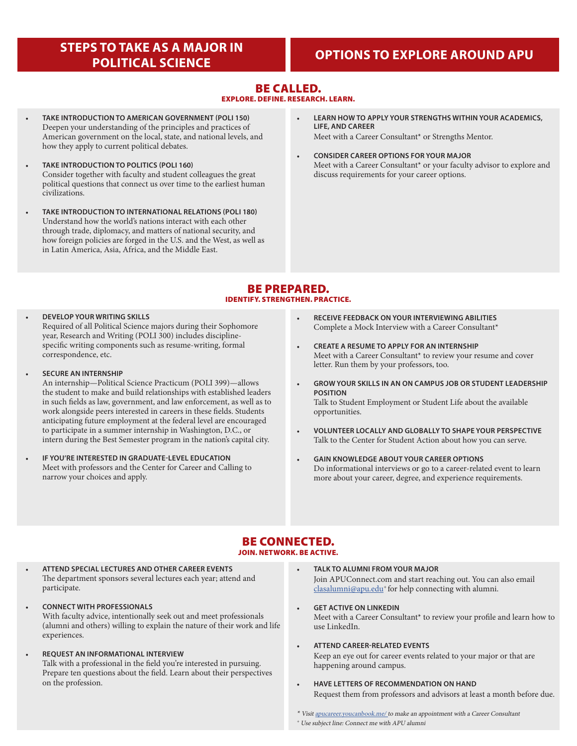## STEPS TO TAKE AS A MAJOR IN POLITICAL SCIENCE

## OPTIONS TO EXPLORE AROUND APU

### BE CALLED.
**EXPLORE. DEFINE. RESEARCH. LEARN.**

**Steps to take as a major in Political Science:**

- **TAKE INTRODUCTION TO AMERICAN GOVERNMENT (POLI 150)**
  Deepen your understanding of the principles and practices of American government on the local, state, and national levels, and how they apply to current political debates.
- **TAKE INTRODUCTION TO POLITICS (POLI 160)**
  Consider together with faculty and student colleagues the great political questions that connect us over time to the earliest human civilizations.
- **TAKE INTRODUCTION TO INTERNATIONAL RELATIONS (POLI 180)**
  Understand how the world's nations interact with each other through trade, diplomacy, and matters of national security, and how foreign policies are forged in the U.S. and the West, as well as in Latin America, Asia, Africa, and the Middle East.

**Options to explore around APU:**

- **LEARN HOW TO APPLY YOUR STRENGTHS WITHIN YOUR ACADEMICS, LIFE, AND CAREER**
  Meet with a Career Consultant* or Strengths Mentor.
- **CONSIDER CAREER OPTIONS FOR YOUR MAJOR**
  Meet with a Career Consultant* or your faculty advisor to explore and discuss requirements for your career options.

### BE PREPARED.
**IDENTIFY. STRENGTHEN. PRACTICE.**

**Steps to take as a major in Political Science:**

- **DEVELOP YOUR WRITING SKILLS**
  Required of all Political Science majors during their Sophomore year, Research and Writing (POLI 300) includes discipline-specific writing components such as resume-writing, formal correspondence, etc.
- **SECURE AN INTERNSHIP**
  An internship—Political Science Practicum (POLI 399)—allows the student to make and build relationships with established leaders in such fields as law, government, and law enforcement, as well as to work alongside peers interested in careers in these fields. Students anticipating future employment at the federal level are encouraged to participate in a summer internship in Washington, D.C., or intern during the Best Semester program in the nation's capital city.
- **IF YOU'RE INTERESTED IN GRADUATE-LEVEL EDUCATION**
  Meet with professors and the Center for Career and Calling to narrow your choices and apply.

**Options to explore around APU:**

- **RECEIVE FEEDBACK ON YOUR INTERVIEWING ABILITIES**
  Complete a Mock Interview with a Career Consultant*
- **CREATE A RESUME TO APPLY FOR AN INTERNSHIP**
  Meet with a Career Consultant* to review your resume and cover letter. Run them by your professors, too.
- **GROW YOUR SKILLS IN AN ON CAMPUS JOB OR STUDENT LEADERSHIP POSITION**
  Talk to Student Employment or Student Life about the available opportunities.
- **VOLUNTEER LOCALLY AND GLOBALLY TO SHAPE YOUR PERSPECTIVE**
  Talk to the Center for Student Action about how you can serve.
- **GAIN KNOWLEDGE ABOUT YOUR CAREER OPTIONS**
  Do informational interviews or go to a career-related event to learn more about your career, degree, and experience requirements.

### BE CONNECTED.
**JOIN. NETWORK. BE ACTIVE.**

**Steps to take as a major in Political Science:**

- **ATTEND SPECIAL LECTURES AND OTHER CAREER EVENTS**
  The department sponsors several lectures each year; attend and participate.
- **CONNECT WITH PROFESSIONALS**
  With faculty advice, intentionally seek out and meet professionals (alumni and others) willing to explain the nature of their work and life experiences.
- **REQUEST AN INFORMATIONAL INTERVIEW**
  Talk with a professional in the field you're interested in pursuing. Prepare ten questions about the field. Learn about their perspectives on the profession.

**Options to explore around APU:**

- **TALK TO ALUMNI FROM YOUR MAJOR**
  Join APUConnect.com and start reaching out. You can also email clasalumni@apu.edu⁺ for help connecting with alumni.
- **GET ACTIVE ON LINKEDIN**
  Meet with a Career Consultant* to review your profile and learn how to use LinkedIn.
- **ATTEND CAREER-RELATED EVENTS**
  Keep an eye out for career events related to your major or that are happening around campus.
- **HAVE LETTERS OF RECOMMENDATION ON HAND**
  Request them from professors and advisors at least a month before due.

*\* Visit apucareer.youcanbook.me/ to make an appointment with a Career Consultant*

*⁺ Use subject line: Connect me with APU alumni*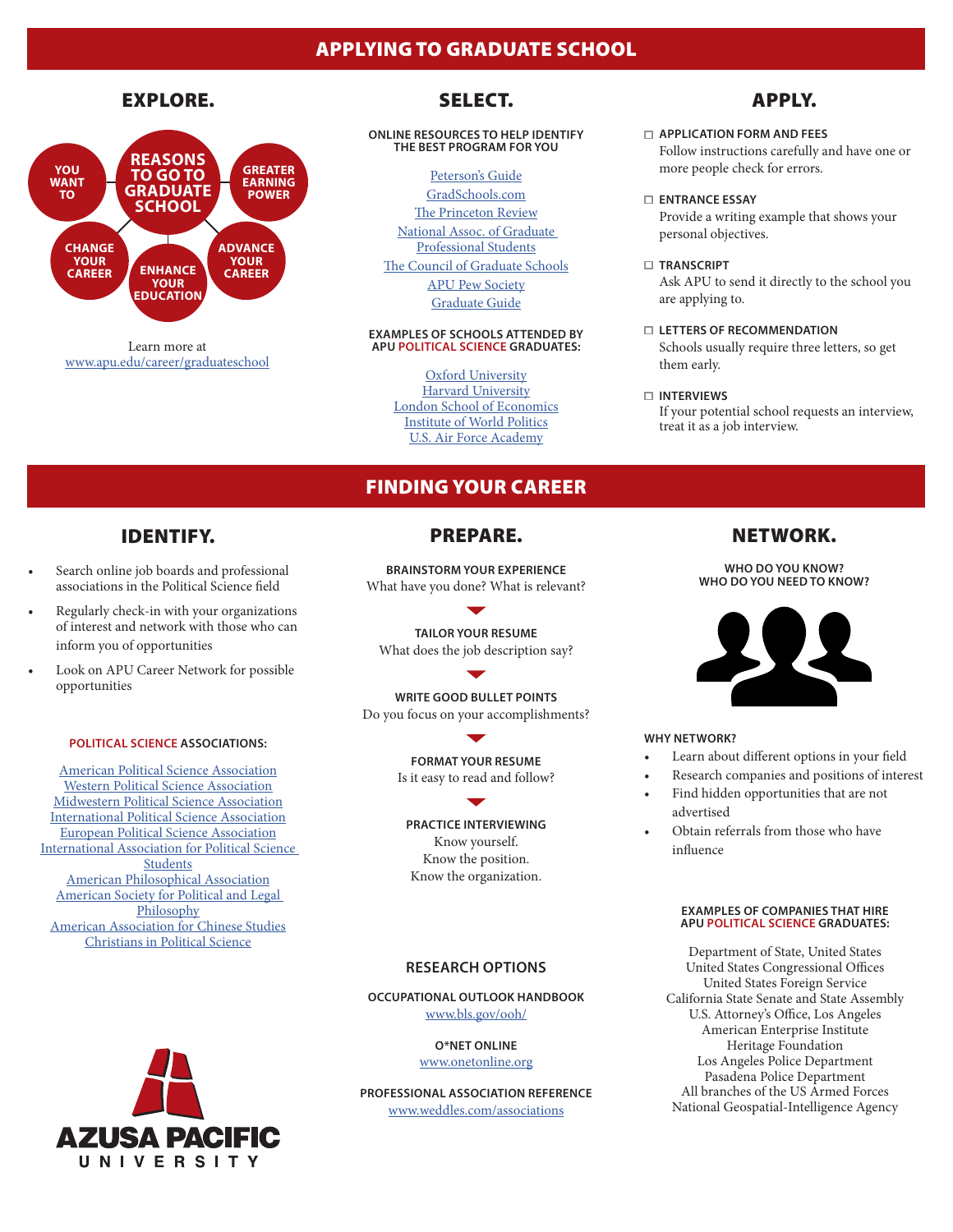# APPLYING TO GRADUATE SCHOOL

## EXPLORE.

REASONS TO GO TO GRADUATE SCHOOL

- YOU WANT TO
- GREATER EARNING POWER
- CHANGE YOUR CAREER
- ENHANCE YOUR EDUCATION
- ADVANCE YOUR CAREER

Learn more at
www.apu.edu/career/graduateschool

## SELECT.

**ONLINE RESOURCES TO HELP IDENTIFY THE BEST PROGRAM FOR YOU**

Peterson's Guide
GradSchools.com
The Princeton Review
National Assoc. of Graduate Professional Students
The Council of Graduate Schools
APU Pew Society
Graduate Guide

**EXAMPLES OF SCHOOLS ATTENDED BY APU POLITICAL SCIENCE GRADUATES:**

Oxford University
Harvard University
London School of Economics
Institute of World Politics
U.S. Air Force Academy

## APPLY.

- ☐ **APPLICATION FORM AND FEES**
  Follow instructions carefully and have one or more people check for errors.
- ☐ **ENTRANCE ESSAY**
  Provide a writing example that shows your personal objectives.
- ☐ **TRANSCRIPT**
  Ask APU to send it directly to the school you are applying to.
- ☐ **LETTERS OF RECOMMENDATION**
  Schools usually require three letters, so get them early.
- ☐ **INTERVIEWS**
  If your potential school requests an interview, treat it as a job interview.

# FINDING YOUR CAREER

## IDENTIFY.

- Search online job boards and professional associations in the Political Science field
- Regularly check-in with your organizations of interest and network with those who can inform you of opportunities
- Look on APU Career Network for possible opportunities

**POLITICAL SCIENCE ASSOCIATIONS:**

American Political Science Association
Western Political Science Association
Midwestern Political Science Association
International Political Science Association
European Political Science Association
International Association for Political Science Students
American Philosophical Association
American Society for Political and Legal Philosophy
American Association for Chinese Studies
Christians in Political Science

## PREPARE.

**BRAINSTORM YOUR EXPERIENCE**
What have you done? What is relevant?

**TAILOR YOUR RESUME**
What does the job description say?

**WRITE GOOD BULLET POINTS**
Do you focus on your accomplishments?

**FORMAT YOUR RESUME**
Is it easy to read and follow?

**PRACTICE INTERVIEWING**
Know yourself.
Know the position.
Know the organization.

### RESEARCH OPTIONS

**OCCUPATIONAL OUTLOOK HANDBOOK**
www.bls.gov/ooh/

**O*NET ONLINE**
www.onetonline.org

**PROFESSIONAL ASSOCIATION REFERENCE**
www.weddles.com/associations

## NETWORK.

**WHO DO YOU KNOW?**
**WHO DO YOU NEED TO KNOW?**

**WHY NETWORK?**

- Learn about different options in your field
- Research companies and positions of interest
- Find hidden opportunities that are not advertised
- Obtain referrals from those who have influence

**EXAMPLES OF COMPANIES THAT HIRE APU POLITICAL SCIENCE GRADUATES:**

Department of State, United States
United States Congressional Offices
United States Foreign Service
California State Senate and State Assembly
U.S. Attorney's Office, Los Angeles
American Enterprise Institute
Heritage Foundation
Los Angeles Police Department
Pasadena Police Department
All branches of the US Armed Forces
National Geospatial-Intelligence Agency

AZUSA PACIFIC UNIVERSITY